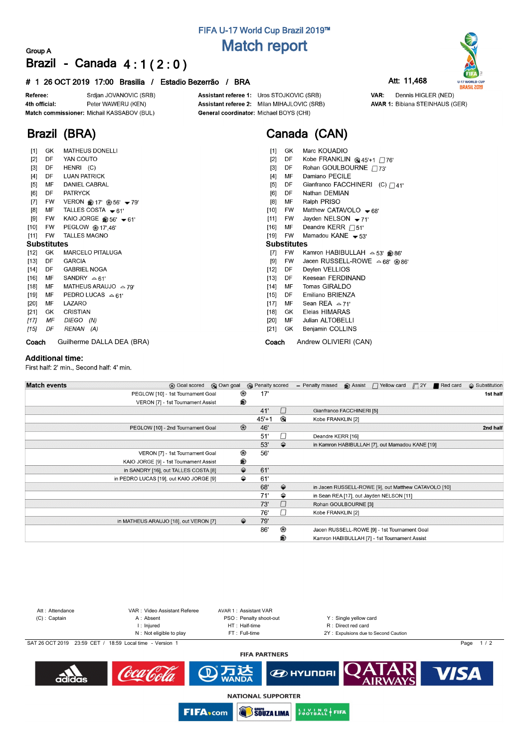## FIFA U-17 World Cup Brazil 2019™

# Match report

Group A

## Brazil - Canada 4 : 1 ( 2 : 0 )

**# 1 26 OCT 2019 17:00 Brasilia / Estadio Bezerrão / BRA**

**Att: 11,468**

| | | | | | |
|---|---|---|---|---|---|
| **Referee:** | Srdjan JOVANOVIC (SRB) | **Assistant referee 1:** | Uros STOJKOVIC (SRB) | **VAR:** | Dennis HIGLER (NED) |
| **4th official:** | Peter WAWERU (KEN) | **Assistant referee 2:** | Milan MIHAJLOVIC (SRB) | **AVAR 1:** | Bibiana STEINHAUS (GER) |
| **Match commissioner:** | Michail KASSABOV (BUL) | **General coordinator:** | Michael BOYS (CHI) | | |

## Brazil (BRA)

| No. | Pos | Player | Events |
|---|---|---|---|
| [1] | GK | MATHEUS DONELLI | |
| [2] | DF | YAN COUTO | |
| [3] | DF | HENRI (C) | |
| [4] | DF | LUAN PATRICK | |
| [5] | MF | DANIEL CABRAL | |
| [6] | DF | PATRYCK | |
| [7] | FW | VERON | Assist 17', Goal 56', Substitution out 79' |
| [8] | MF | TALLES COSTA | Substitution out 61' |
| [9] | FW | KAIO JORGE | Assist 56', Substitution out 61' |
| [10] | FW | PEGLOW | Goal 17',46' |
| [11] | FW | TALLES MAGNO | |

**Substitutes**

| No. | Pos | Player | Events |
|---|---|---|---|
| [12] | GK | MARCELO PITALUGA | |
| [13] | DF | GARCIA | |
| [14] | DF | GABRIEL NOGA | |
| [16] | MF | SANDRY | Substitution in 61' |
| [18] | MF | MATHEUS ARAUJO | Substitution in 79' |
| [19] | MF | PEDRO LUCAS | Substitution in 61' |
| [20] | MF | LAZARO | |
| [21] | GK | CRISTIAN | |
| *[17]* | *MF* | *DIEGO (N)* | |
| *[15]* | *DF* | *RENAN (A)* | |

**Coach** Guilherme DALLA DEA (BRA)

## Canada (CAN)

| No. | Pos | Player | Events |
|---|---|---|---|
| [1] | GK | Marc KOUADIO | |
| [2] | DF | Kobe FRANKLIN | Own goal 45'+1, Yellow card 76' |
| [3] | DF | Rohan GOULBOURNE | Yellow card 73' |
| [4] | MF | Damiano PECILE | |
| [5] | DF | Gianfranco FACCHINERI (C) | Yellow card 41' |
| [6] | DF | Nathan DEMIAN | |
| [8] | MF | Ralph PRISO | |
| [10] | FW | Matthew CATAVOLO | Substitution out 68' |
| [11] | FW | Jayden NELSON | Substitution out 71' |
| [16] | MF | Deandre KERR | Yellow card 51' |
| [19] | FW | Mamadou KANE | Substitution out 53' |

**Substitutes**

| No. | Pos | Player | Events |
|---|---|---|---|
| [7] | FW | Kamron HABIBULLAH | Substitution in 53', Assist 86' |
| [9] | FW | Jacen RUSSELL-ROWE | Substitution in 68', Goal 86' |
| [12] | DF | Deylen VELLIOS | |
| [13] | DF | Keesean FERDINAND | |
| [14] | MF | Tomas GIRALDO | |
| [15] | DF | Emiliano BRIENZA | |
| [17] | MF | Sean REA | Substitution in 71' |
| [18] | GK | Eleias HIMARAS | |
| [20] | MF | Julian ALTOBELLI | |
| [21] | GK | Benjamin COLLINS | |

**Coach** Andrew OLIVIERI (CAN)

### Additional time:

First half: 2' min., Second half: 4' min.

### Match events

Legend: Goal scored, Own goal, Penalty scored, Penalty missed, Assist, Yellow card, 2Y, Red card, Substitution

| Brazil | | Minute | | Canada | |
|---|---|---|---|---|---|
| PEGLOW [10] - 1st Tournament Goal | Goal | 17' | | | 1st half |
| VERON [7] - 1st Tournament Assist | Assist | | | | |
| | | 41' | Yellow card | Gianfranco FACCHINERI [5] | |
| | | 45'+1 | Own goal | Kobe FRANKLIN [2] | |
| PEGLOW [10] - 2nd Tournament Goal | Goal | 46' | | | 2nd half |
| | | 51' | Yellow card | Deandre KERR [16] | |
| | | 53' | Substitution | in Kamron HABIBULLAH [7], out Mamadou KANE [19] | |
| VERON [7] - 1st Tournament Goal | Goal | 56' | | | |
| KAIO JORGE [9] - 1st Tournament Assist | Assist | | | | |
| in SANDRY [16], out TALLES COSTA [8] | Substitution | 61' | | | |
| in PEDRO LUCAS [19], out KAIO JORGE [9] | Substitution | 61' | | | |
| | | 68' | Substitution | in Jacen RUSSELL-ROWE [9], out Matthew CATAVOLO [10] | |
| | | 71' | Substitution | in Sean REA [17], out Jayden NELSON [11] | |
| | | 73' | Yellow card | Rohan GOULBOURNE [3] | |
| | | 76' | Yellow card | Kobe FRANKLIN [2] | |
| in MATHEUS ARAUJO [18], out VERON [7] | Substitution | 79' | | | |
| | | 86' | Goal | Jacen RUSSELL-ROWE [9] - 1st Tournament Goal | |
| | | | Assist | Kamron HABIBULLAH [7] - 1st Tournament Assist | |

Att : Attendance
(C) : Captain
VAR : Video Assistant Referee
A : Absent
I : Injured
N : Not eligible to play
AVAR 1 : Assistant VAR
PSO : Penalty shoot-out
HT : Half-time
FT : Full-time
Y : Single yellow card
R : Direct red card
2Y : Expulsions due to Second Caution

SAT 26 OCT 2019 23:59 CET / 18:59 Local time - Version 1

**FIFA PARTNERS**

adidas, Coca-Cola, Wanda, Hyundai, Qatar Airways, VISA

**NATIONAL SUPPORTER**

FIFA.com, Souza Lima, Living Football FIFA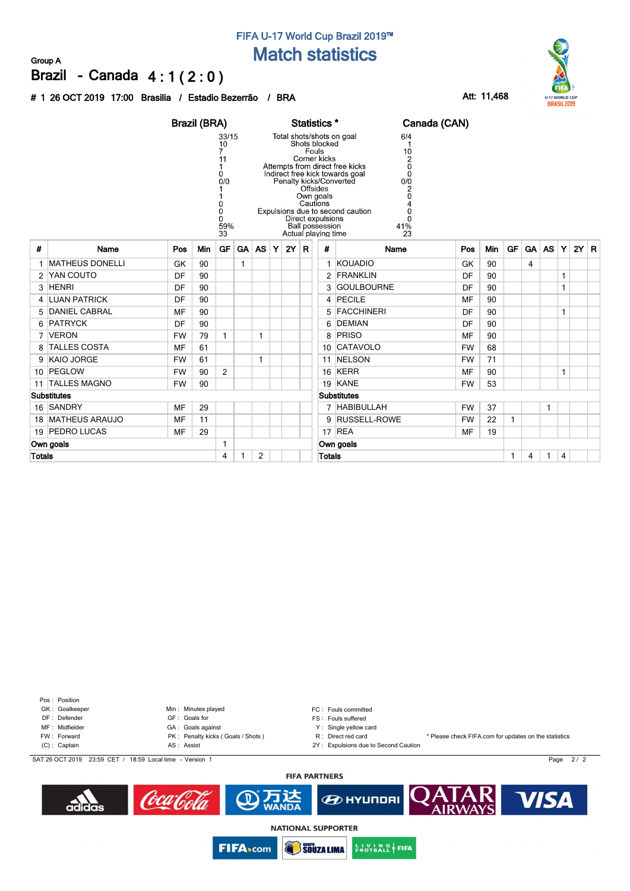FIFA U-17 World Cup Brazil 2019™

# Match statistics

Group A

## Brazil - Canada 4 : 1 ( 2 : 0 )

# 1 26 OCT 2019 17:00 Brasilia / Estadio Bezerrão / BRA

Att: 11,468

| Brazil (BRA) | Statistics * | Canada (CAN) |
|---|---|---|
| 33/15 | Total shots/shots on goal | 6/4 |
| 10 | Shots blocked | 1 |
| 7 | Fouls | 10 |
| 11 | Corner kicks | 2 |
| 1 | Attempts from direct free kicks | 0 |
| 0 | Indirect free kick towards goal | 0 |
| 0/0 | Penalty kicks/Converted | 0/0 |
| 1 | Offsides | 2 |
| 1 | Own goals | 0 |
| 0 | Cautions | 4 |
| 0 | Expulsions due to second caution | 0 |
| 0 | Direct expulsions | 0 |
| 59% | Ball possession | 41% |
| 33 | Actual playing time | 23 |

| # | Name | Pos | Min | GF | GA | AS | Y | 2Y | R |
|---|---|---|---|---|---|---|---|---|---|
| 1 | MATHEUS DONELLI | GK | 90 | | 1 | | | | |
| 2 | YAN COUTO | DF | 90 | | | | | | |
| 3 | HENRI | DF | 90 | | | | | | |
| 4 | LUAN PATRICK | DF | 90 | | | | | | |
| 5 | DANIEL CABRAL | MF | 90 | | | | | | |
| 6 | PATRYCK | DF | 90 | | | | | | |
| 7 | VERON | FW | 79 | 1 | | 1 | | | |
| 8 | TALLES COSTA | MF | 61 | | | | | | |
| 9 | KAIO JORGE | FW | 61 | | | 1 | | | |
| 10 | PEGLOW | FW | 90 | 2 | | | | | |
| 11 | TALLES MAGNO | FW | 90 | | | | | | |
| **Substitutes** | | | | | | | | | |
| 16 | SANDRY | MF | 29 | | | | | | |
| 18 | MATHEUS ARAUJO | MF | 11 | | | | | | |
| 19 | PEDRO LUCAS | MF | 29 | | | | | | |
| **Own goals** | | | | 1 | | | | | |
| **Totals** | | | | 4 | 1 | 2 | | | |

| # | Name | Pos | Min | GF | GA | AS | Y | 2Y | R |
|---|---|---|---|---|---|---|---|---|---|
| 1 | KOUADIO | GK | 90 | | 4 | | | | |
| 2 | FRANKLIN | DF | 90 | | | | 1 | | |
| 3 | GOULBOURNE | DF | 90 | | | | 1 | | |
| 4 | PECILE | MF | 90 | | | | | | |
| 5 | FACCHINERI | DF | 90 | | | | 1 | | |
| 6 | DEMIAN | DF | 90 | | | | | | |
| 8 | PRISO | MF | 90 | | | | | | |
| 10 | CATAVOLO | FW | 68 | | | | | | |
| 11 | NELSON | FW | 71 | | | | | | |
| 16 | KERR | MF | 90 | | | | 1 | | |
| 19 | KANE | FW | 53 | | | | | | |
| **Substitutes** | | | | | | | | | |
| 7 | HABIBULLAH | FW | 37 | | | 1 | | | |
| 9 | RUSSELL-ROWE | FW | 22 | 1 | | | | | |
| 17 | REA | MF | 19 | | | | | | |
| **Own goals** | | | | | | | | | |
| **Totals** | | | | 1 | 4 | 1 | 4 | | |

Pos : Position
GK : Goalkeeper
DF : Defender
MF : Midfielder
FW : Forward
(C) : Captain

Min : Minutes played
GF : Goals for
GA : Goals against
PK : Penalty kicks ( Goals / Shots )
AS : Assist

FC : Fouls committed
FS : Fouls suffered
Y : Single yellow card
R : Direct red card
2Y : Expulsions due to Second Caution

* Please check FIFA.com for updates on the statistics

SAT 26 OCT 2019 23:59 CET / 18:59 Local time - Version 1

FIFA PARTNERS

NATIONAL SUPPORTER